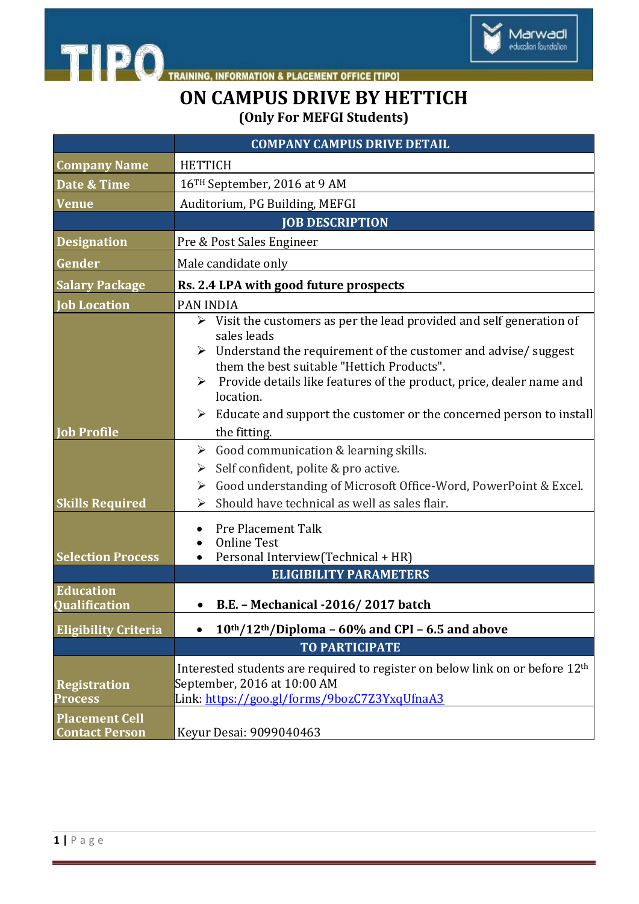TIPO

TRAINING, INFORMATION & PLACEMENT OFFICE [TIPO]

Marwadi education foundation

# ON CAMPUS DRIVE BY HETTICH

## (Only For MEFGI Students)

| | COMPANY CAMPUS DRIVE DETAIL |
|---|---|
| **Company Name** | HETTICH |
| **Date & Time** | 16$^{TH}$ September, 2016 at 9 AM |
| **Venue** | Auditorium, PG Building, MEFGI |
| | **JOB DESCRIPTION** |
| **Designation** | Pre & Post Sales Engineer |
| **Gender** | Male candidate only |
| **Salary Package** | **Rs. 2.4 LPA with good future prospects** |
| **Job Location** | PAN INDIA |
| **Job Profile** | ➢ Visit the customers as per the lead provided and self generation of sales leads<br>➢ Understand the requirement of the customer and advise/ suggest them the best suitable "Hettich Products".<br>➢ Provide details like features of the product, price, dealer name and location.<br>➢ Educate and support the customer or the concerned person to install the fitting. |
| **Skills Required** | ➢ Good communication & learning skills.<br>➢ Self confident, polite & pro active.<br>➢ Good understanding of Microsoft Office-Word, PowerPoint & Excel.<br>➢ Should have technical as well as sales flair. |
| **Selection Process** | • Pre Placement Talk<br>• Online Test<br>• Personal Interview(Technical + HR) |
| | **ELIGIBILITY PARAMETERS** |
| **Education Qualification** | • **B.E. – Mechanical -2016/ 2017 batch** |
| **Eligibility Criteria** | • **10$^{th}$/12$^{th}$/Diploma – 60% and CPI – 6.5 and above** |
| | **TO PARTICIPATE** |
| **Registration Process** | Interested students are required to register on below link on or before 12$^{th}$ September, 2016 at 10:00 AM<br>Link: https://goo.gl/forms/9bozC7Z3YxqUfnaA3 |
| **Placement Cell Contact Person** | Keyur Desai: 9099040463 |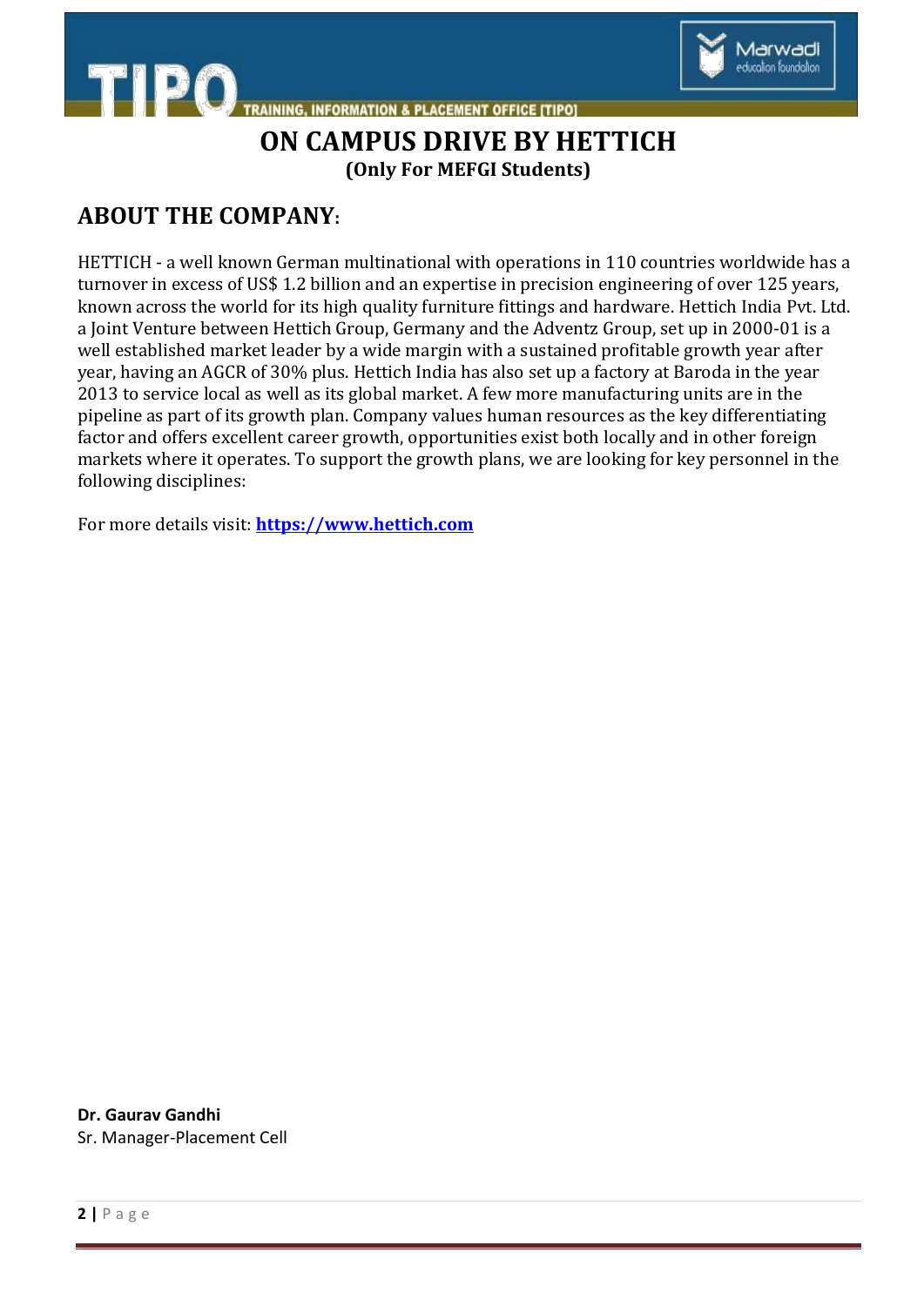# ON CAMPUS DRIVE BY HETTICH

**(Only For MEFGI Students)**

## ABOUT THE COMPANY:

HETTICH - a well known German multinational with operations in 110 countries worldwide has a turnover in excess of US$ 1.2 billion and an expertise in precision engineering of over 125 years, known across the world for its high quality furniture fittings and hardware. Hettich India Pvt. Ltd. a Joint Venture between Hettich Group, Germany and the Adventz Group, set up in 2000-01 is a well established market leader by a wide margin with a sustained profitable growth year after year, having an AGCR of 30% plus. Hettich India has also set up a factory at Baroda in the year 2013 to service local as well as its global market. A few more manufacturing units are in the pipeline as part of its growth plan. Company values human resources as the key differentiating factor and offers excellent career growth, opportunities exist both locally and in other foreign markets where it operates. To support the growth plans, we are looking for key personnel in the following disciplines:

For more details visit: **https://www.hettich.com**

**Dr. Gaurav Gandhi**
Sr. Manager-Placement Cell